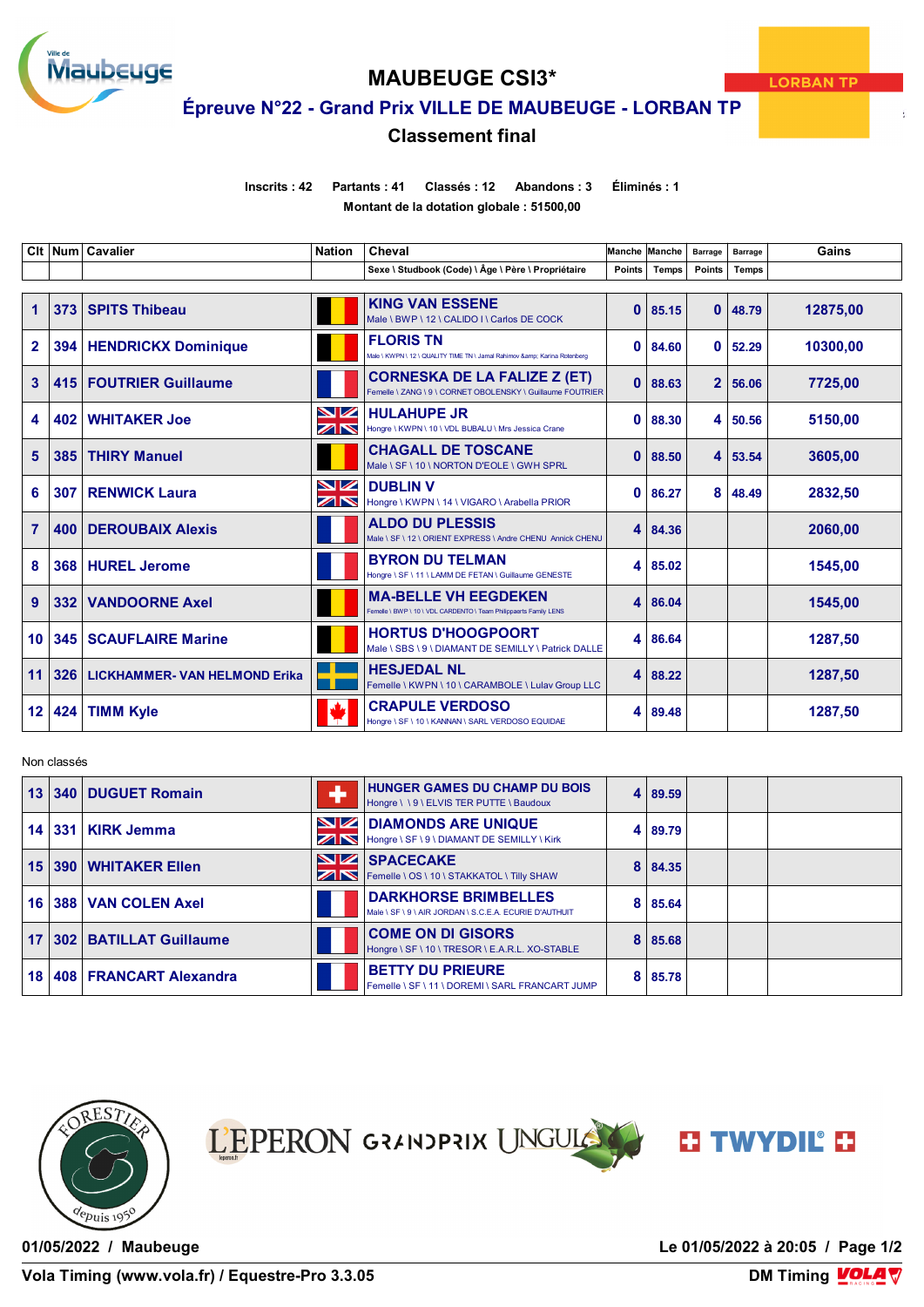# MAUBEUGE CSI3*

## Épreuve N°22 - Grand Prix VILLE DE MAUBEUGE - LORBAN TP

### Classement final

**Inscrits : 42 Partants : 41 Classés : 12 Abandons : 3 Éliminés : 1**

**Montant de la dotation globale : 51500,00**

| Clt | Num | Cavalier | Nation | Cheval<br>Sexe \ Studbook (Code) \ Âge \ Père \ Propriétaire | Manche Points | Manche Temps | Barrage Points | Barrage Temps | Gains |
|---|---|---|---|---|---|---|---|---|---|
| 1 | 373 | SPITS Thibeau | | KING VAN ESSENE<br>Male \ BWP \ 12 \ CALIDO I \ Carlos DE COCK | 0 | 85.15 | 0 | 48.79 | 12875,00 |
| 2 | 394 | HENDRICKX Dominique | | FLORIS TN<br>Male \ KWPN \ 12 \ QUALITY TIME TN \ Jamal Rahimov &amp; Karina Rotenberg | 0 | 84.60 | 0 | 52.29 | 10300,00 |
| 3 | 415 | FOUTRIER Guillaume | | CORNESKA DE LA FALIZE Z (ET)<br>Femelle \ ZANG \ 9 \ CORNET OBOLENSKY \ Guillaume FOUTRIER | 0 | 88.63 | 2 | 56.06 | 7725,00 |
| 4 | 402 | WHITAKER Joe | | HULAHUPE JR<br>Hongre \ KWPN \ 10 \ VDL BUBALU \ Mrs Jessica Crane | 0 | 88.30 | 4 | 50.56 | 5150,00 |
| 5 | 385 | THIRY Manuel | | CHAGALL DE TOSCANE<br>Male \ SF \ 10 \ NORTON D'EOLE \ GWH SPRL | 0 | 88.50 | 4 | 53.54 | 3605,00 |
| 6 | 307 | RENWICK Laura | | DUBLIN V<br>Hongre \ KWPN \ 14 \ VIGARO \ Arabella PRIOR | 0 | 86.27 | 8 | 48.49 | 2832,50 |
| 7 | 400 | DEROUBAIX Alexis | | ALDO DU PLESSIS<br>Male \ SF \ 12 \ ORIENT EXPRESS \ Andre CHENU Annick CHENU | 4 | 84.36 | | | 2060,00 |
| 8 | 368 | HUREL Jerome | | BYRON DU TELMAN<br>Hongre \ SF \ 11 \ LAMM DE FETAN \ Guillaume GENESTE | 4 | 85.02 | | | 1545,00 |
| 9 | 332 | VANDOORNE Axel | | MA-BELLE VH EEGDEKEN<br>Femelle \ BWP \ 10 \ VDL CARDENTO \ Team Philippaerts Family LENS | 4 | 86.04 | | | 1545,00 |
| 10 | 345 | SCAUFLAIRE Marine | | HORTUS D'HOOGPOORT<br>Male \ SBS \ 9 \ DIAMANT DE SEMILLY \ Patrick DALLE | 4 | 86.64 | | | 1287,50 |
| 11 | 326 | LICKHAMMER- VAN HELMOND Erika | | HESJEDAL NL<br>Femelle \ KWPN \ 10 \ CARAMBOLE \ Lulav Group LLC | 4 | 88.22 | | | 1287,50 |
| 12 | 424 | TIMM Kyle | | CRAPULE VERDOSO<br>Hongre \ SF \ 10 \ KANNAN \ SARL VERDOSO EQUIDAE | 4 | 89.48 | | | 1287,50 |

Non classés

| Clt | Num | Cavalier | Nation | Cheval | Manche Points | Manche Temps | Barrage Points | Barrage Temps | Gains |
|---|---|---|---|---|---|---|---|---|---|
| 13 | 340 | DUGUET Romain | | HUNGER GAMES DU CHAMP DU BOIS<br>Hongre \ \ 9 \ ELVIS TER PUTTE \ Baudoux | 4 | 89.59 | | | |
| 14 | 331 | KIRK Jemma | | DIAMONDS ARE UNIQUE<br>Hongre \ SF \ 9 \ DIAMANT DE SEMILLY \ Kirk | 4 | 89.79 | | | |
| 15 | 390 | WHITAKER Ellen | | SPACECAKE<br>Femelle \ OS \ 10 \ STAKKATOL \ Tilly SHAW | 8 | 84.35 | | | |
| 16 | 388 | VAN COLEN Axel | | DARKHORSE BRIMBELLES<br>Male \ SF \ 9 \ AIR JORDAN \ S.C.E.A. ECURIE D'AUTHUIT | 8 | 85.64 | | | |
| 17 | 302 | BATILLAT Guillaume | | COME ON DI GISORS<br>Hongre \ SF \ 10 \ TRESOR \ E.A.R.L. XO-STABLE | 8 | 85.68 | | | |
| 18 | 408 | FRANCART Alexandra | | BETTY DU PRIEURE<br>Femelle \ SF \ 11 \ DOREMI \ SARL FRANCART JUMP | 8 | 85.78 | | | |

01/05/2022 / Maubeuge — Le 01/05/2022 à 20:05

Vola Timing (www.vola.fr) / Equestre-Pro 3.3.05 — DM Timing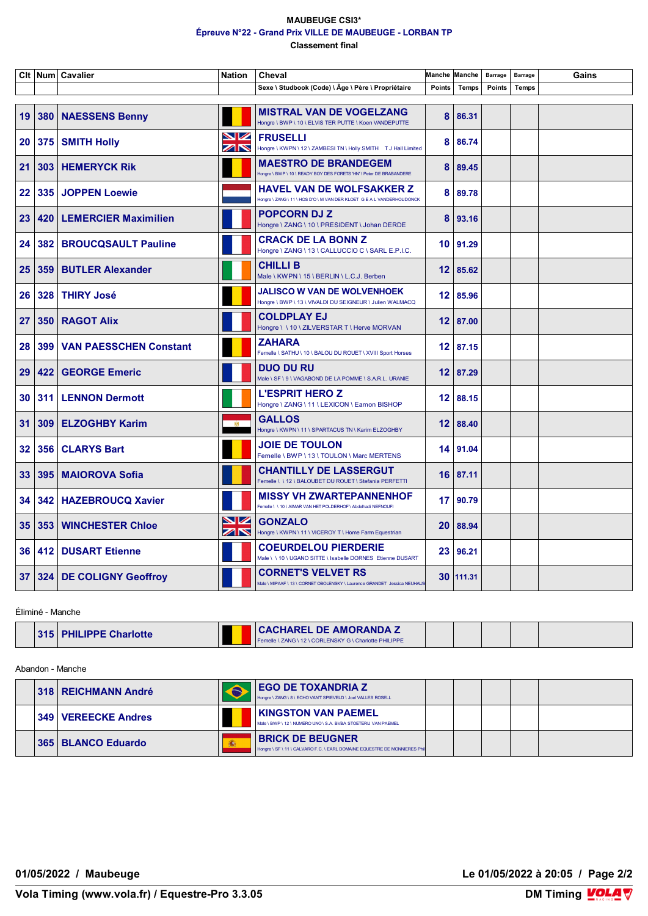**MAUBEUGE CSI3***

**Épreuve N°22 - Grand Prix VILLE DE MAUBEUGE - LORBAN TP**

**Classement final**

| Clt | Num | Cavalier | Nation | Cheval<br>Sexe \ Studbook (Code) \ Âge \ Père \ Propriétaire | Manche Points | Manche Temps | Barrage Points | Barrage Temps | Gains |
|---|---|---|---|---|---|---|---|---|---|
| 19 | 380 | NAESSENS Benny | | MISTRAL VAN DE VOGELZANG<br>Hongre \ BWP \ 10 \ ELVIS TER PUTTE \ Koen VANDEPUTTE | 8 | 86.31 | | | |
| 20 | 375 | SMITH Holly | | FRUSELLI<br>Hongre \ KWPN \ 12 \ ZAMBESI TN \ Holly SMITH T J Hall Limited | 8 | 86.74 | | | |
| 21 | 303 | HEMERYCK Rik | | MAESTRO DE BRANDEGEM<br>Hongre \ BWP \ 10 \ READY BOY DES FORETS 'HN' \ Peter DE BRABANDERE | 8 | 89.45 | | | |
| 22 | 335 | JOPPEN Loewie | | HAVEL VAN DE WOLFSAKKER Z<br>Hongre \ ZANG \ 11 \ HOS D'O \ M VAN DER KLOET G E A L VANDERHOUDONCK | 8 | 89.78 | | | |
| 23 | 420 | LEMERCIER Maximilien | | POPCORN DJ Z<br>Hongre \ ZANG \ 10 \ PRESIDENT \ Johan DERDE | 8 | 93.16 | | | |
| 24 | 382 | BROUCQSAULT Pauline | | CRACK DE LA BONN Z<br>Hongre \ ZANG \ 13 \ CALLUCCIO C \ SARL E.P.I.C. | 10 | 91.29 | | | |
| 25 | 359 | BUTLER Alexander | | CHILLI B<br>Male \ KWPN \ 15 \ BERLIN \ L.C.J. Berben | 12 | 85.62 | | | |
| 26 | 328 | THIRY José | | JALISCO W VAN DE WOLVENHOEK<br>Hongre \ BWP \ 13 \ VIVALDI DU SEIGNEUR \ Julien WALMACQ | 12 | 85.96 | | | |
| 27 | 350 | RAGOT Alix | | COLDPLAY EJ<br>Hongre \ \ 10 \ ZILVERSTAR T \ Herve MORVAN | 12 | 87.00 | | | |
| 28 | 399 | VAN PAESSCHEN Constant | | ZAHARA<br>Femelle \ SATHU \ 10 \ BALOU DU ROUET \ XVIII Sport Horses | 12 | 87.15 | | | |
| 29 | 422 | GEORGE Emeric | | DUO DU RU<br>Male \ SF \ 9 \ VAGABOND DE LA POMME \ S.A.R.L. URANIE | 12 | 87.29 | | | |
| 30 | 311 | LENNON Dermott | | L'ESPRIT HERO Z<br>Hongre \ ZANG \ 11 \ LEXICON \ Eamon BISHOP | 12 | 88.15 | | | |
| 31 | 309 | ELZOGHBY Karim | | GALLOS<br>Hongre \ KWPN \ 11 \ SPARTACUS TN \ Karim ELZOGHBY | 12 | 88.40 | | | |
| 32 | 356 | CLARYS Bart | | JOIE DE TOULON<br>Femelle \ BWP \ 13 \ TOULON \ Marc MERTENS | 14 | 91.04 | | | |
| 33 | 395 | MAIOROVA Sofia | | CHANTILLY DE LASSERGUT<br>Femelle \ \ 12 \ BALOUBET DU ROUET \ Stefania PERFETTI | 16 | 87.11 | | | |
| 34 | 342 | HAZEBROUCQ Xavier | | MISSY VH ZWARTEPANNENHOF<br>Femelle \ \ 10 \ AIMAR VAN HET POLDERHOF \ Abdelhadi NEFNOUFI | 17 | 90.79 | | | |
| 35 | 353 | WINCHESTER Chloe | | GONZALO<br>Hongre \ KWPN \ 11 \ VICEROY T \ Home Farm Equestrian | 20 | 88.94 | | | |
| 36 | 412 | DUSART Etienne | | COEURDELOU PIERDERIE<br>Male \ \ 10 \ UGANO SITTE \ Isabelle DORNES Etienne DUSART | 23 | 96.21 | | | |
| 37 | 324 | DE COLIGNY Geoffroy | | CORNET'S VELVET RS<br>Male \ MIPAAF \ 13 \ CORNET OBOLENSKY \ Laurence GRANDET Jessica NEUHAUS | 30 | 111.31 | | | |

Éliminé - Manche

| Clt | Num | Cavalier | Nation | Cheval | Manche Points | Manche Temps | Barrage Points | Barrage Temps | Gains |
|---|---|---|---|---|---|---|---|---|---|
| | 315 | PHILIPPE Charlotte | | CACHAREL DE AMORANDA Z<br>Femelle \ ZANG \ 12 \ CORLENSKY G \ Charlotte PHILIPPE | | | | | |

Abandon - Manche

| Clt | Num | Cavalier | Nation | Cheval | Manche Points | Manche Temps | Barrage Points | Barrage Temps | Gains |
|---|---|---|---|---|---|---|---|---|---|
| | 318 | REICHMANN André | | EGO DE TOXANDRIA Z<br>Hongre \ ZANG \ 8 \ ECHO VAN'T SPIEVELD \ Joel VALLES ROSELL | | | | | |
| | 349 | VEREECKE Andres | | KINGSTON VAN PAEMEL<br>Male \ BWP \ 12 \ NUMERO UNO \ S.A. BVBA STOETERIJ VAN PAEMEL | | | | | |
| | 365 | BLANCO Eduardo | | BRICK DE BEUGNER<br>Hongre \ SF \ 11 \ CALVARO F.C. \ EARL DOMAINE EQUESTRE DE MONNIERES Phil | | | | | |

01/05/2022 / Maubeuge — Le 01/05/2022 à 20:05

Vola Timing (www.vola.fr) / Equestre-Pro 3.3.05 — DM Timing